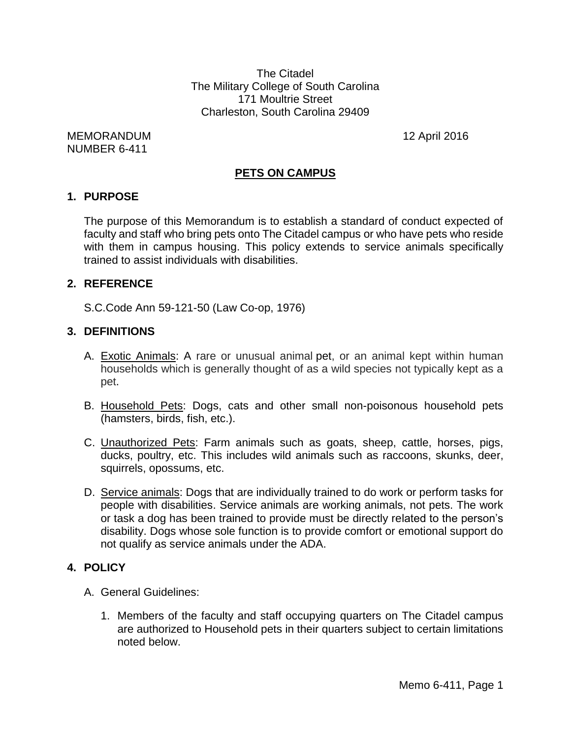The Citadel
The Military College of South Carolina
171 Moultrie Street
Charleston, South Carolina 29409

MEMORANDUM
NUMBER 6-411

12 April 2016

# PETS ON CAMPUS

## 1. PURPOSE

The purpose of this Memorandum is to establish a standard of conduct expected of faculty and staff who bring pets onto The Citadel campus or who have pets who reside with them in campus housing. This policy extends to service animals specifically trained to assist individuals with disabilities.

## 2. REFERENCE

S.C.Code Ann 59-121-50 (Law Co-op, 1976)

## 3. DEFINITIONS

A. Exotic Animals: A rare or unusual animal pet, or an animal kept within human households which is generally thought of as a wild species not typically kept as a pet.

B. Household Pets: Dogs, cats and other small non-poisonous household pets (hamsters, birds, fish, etc.).

C. Unauthorized Pets: Farm animals such as goats, sheep, cattle, horses, pigs, ducks, poultry, etc. This includes wild animals such as raccoons, skunks, deer, squirrels, opossums, etc.

D. Service animals: Dogs that are individually trained to do work or perform tasks for people with disabilities. Service animals are working animals, not pets. The work or task a dog has been trained to provide must be directly related to the person's disability. Dogs whose sole function is to provide comfort or emotional support do not qualify as service animals under the ADA.

## 4. POLICY

A. General Guidelines:

1. Members of the faculty and staff occupying quarters on The Citadel campus are authorized to Household pets in their quarters subject to certain limitations noted below.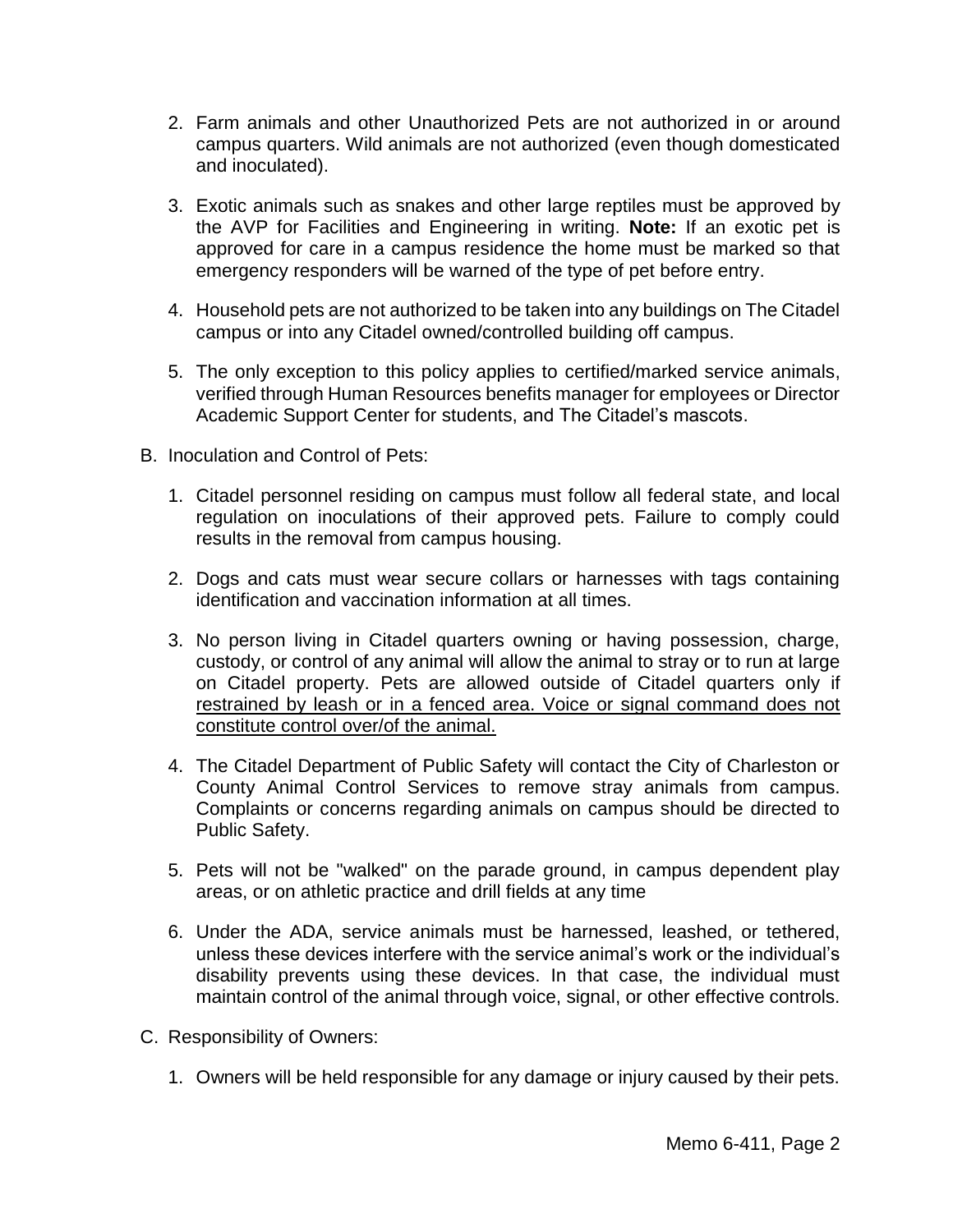2. Farm animals and other Unauthorized Pets are not authorized in or around campus quarters. Wild animals are not authorized (even though domesticated and inoculated).

3. Exotic animals such as snakes and other large reptiles must be approved by the AVP for Facilities and Engineering in writing. **Note:** If an exotic pet is approved for care in a campus residence the home must be marked so that emergency responders will be warned of the type of pet before entry.

4. Household pets are not authorized to be taken into any buildings on The Citadel campus or into any Citadel owned/controlled building off campus.

5. The only exception to this policy applies to certified/marked service animals, verified through Human Resources benefits manager for employees or Director Academic Support Center for students, and The Citadel's mascots.

B. Inoculation and Control of Pets:

1. Citadel personnel residing on campus must follow all federal state, and local regulation on inoculations of their approved pets. Failure to comply could results in the removal from campus housing.

2. Dogs and cats must wear secure collars or harnesses with tags containing identification and vaccination information at all times.

3. No person living in Citadel quarters owning or having possession, charge, custody, or control of any animal will allow the animal to stray or to run at large on Citadel property. Pets are allowed outside of Citadel quarters only if <u>restrained by leash or in a fenced area. Voice or signal command does not constitute control over/of the animal.</u>

4. The Citadel Department of Public Safety will contact the City of Charleston or County Animal Control Services to remove stray animals from campus. Complaints or concerns regarding animals on campus should be directed to Public Safety.

5. Pets will not be "walked" on the parade ground, in campus dependent play areas, or on athletic practice and drill fields at any time

6. Under the ADA, service animals must be harnessed, leashed, or tethered, unless these devices interfere with the service animal's work or the individual's disability prevents using these devices. In that case, the individual must maintain control of the animal through voice, signal, or other effective controls.

C. Responsibility of Owners:

1. Owners will be held responsible for any damage or injury caused by their pets.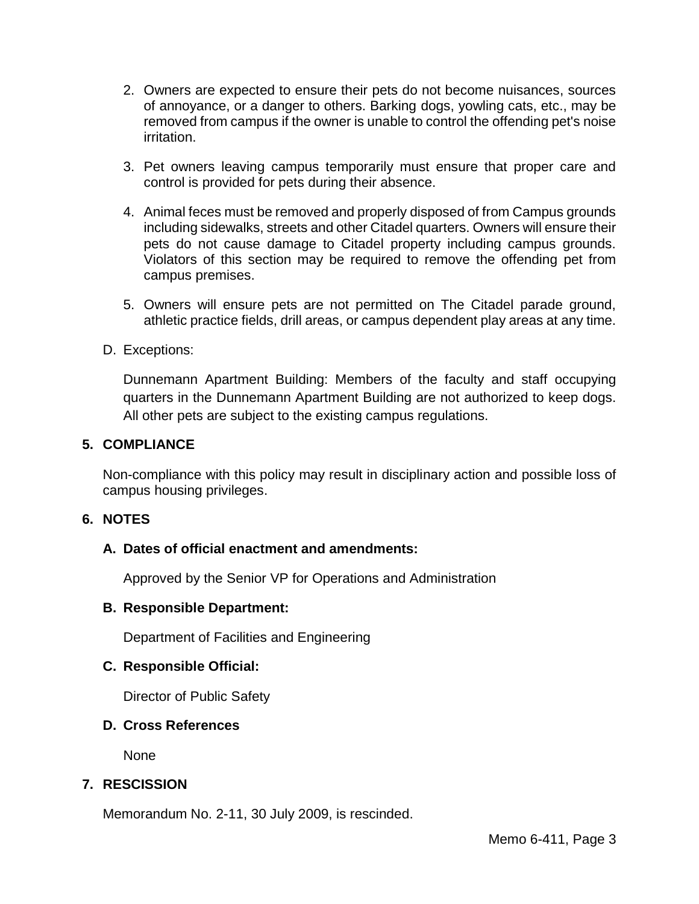2. Owners are expected to ensure their pets do not become nuisances, sources of annoyance, or a danger to others. Barking dogs, yowling cats, etc., may be removed from campus if the owner is unable to control the offending pet's noise irritation.

3. Pet owners leaving campus temporarily must ensure that proper care and control is provided for pets during their absence.

4. Animal feces must be removed and properly disposed of from Campus grounds including sidewalks, streets and other Citadel quarters. Owners will ensure their pets do not cause damage to Citadel property including campus grounds. Violators of this section may be required to remove the offending pet from campus premises.

5. Owners will ensure pets are not permitted on The Citadel parade ground, athletic practice fields, drill areas, or campus dependent play areas at any time.

D. Exceptions:

Dunnemann Apartment Building: Members of the faculty and staff occupying quarters in the Dunnemann Apartment Building are not authorized to keep dogs. All other pets are subject to the existing campus regulations.

## 5. COMPLIANCE

Non-compliance with this policy may result in disciplinary action and possible loss of campus housing privileges.

## 6. NOTES

### A. Dates of official enactment and amendments:

Approved by the Senior VP for Operations and Administration

### B. Responsible Department:

Department of Facilities and Engineering

### C. Responsible Official:

Director of Public Safety

### D. Cross References

None

## 7. RESCISSION

Memorandum No. 2-11, 30 July 2009, is rescinded.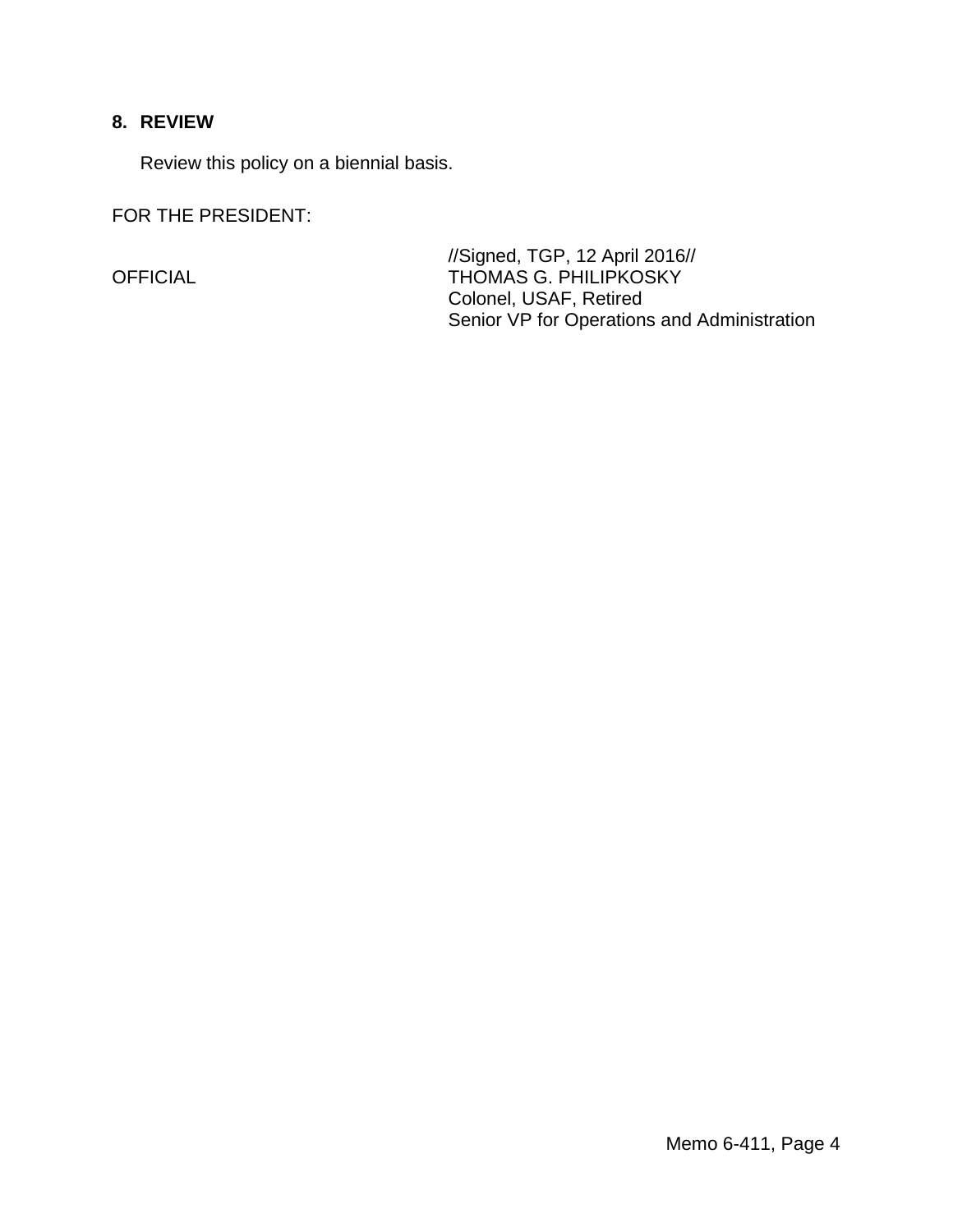## 8. REVIEW

Review this policy on a biennial basis.

FOR THE PRESIDENT:

//Signed, TGP, 12 April 2016//

OFFICIAL

THOMAS G. PHILIPKOSKY
Colonel, USAF, Retired
Senior VP for Operations and Administration